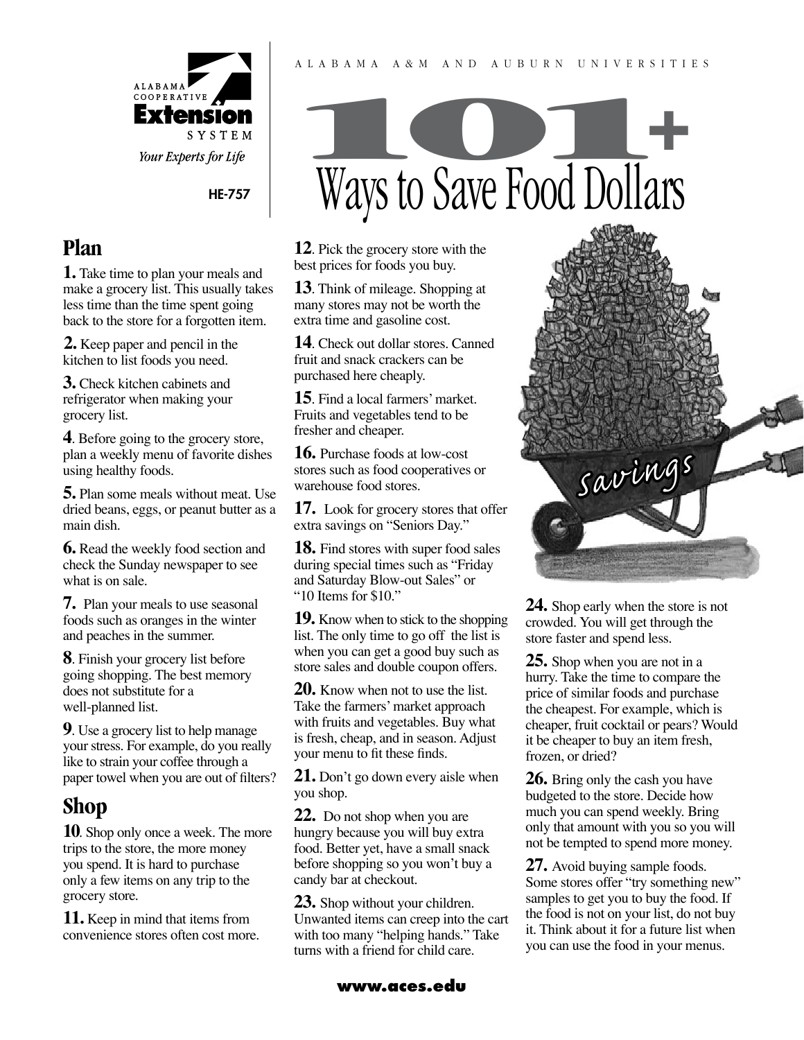ALABAMA COOPERATIVE Extension SYSTEM

*Your Experts for Life*

HE-757

ALABAMA A&M AND AUBURN UNIVERSITIES

# 101+ Ways to Save Food Dollars

## Plan

**1.** Take time to plan your meals and make a grocery list. This usually takes less time than the time spent going back to the store for a forgotten item.

**2.** Keep paper and pencil in the kitchen to list foods you need.

**3.** Check kitchen cabinets and refrigerator when making your grocery list.

**4**. Before going to the grocery store, plan a weekly menu of favorite dishes using healthy foods.

**5.** Plan some meals without meat. Use dried beans, eggs, or peanut butter as a main dish.

**6.** Read the weekly food section and check the Sunday newspaper to see what is on sale.

**7.** Plan your meals to use seasonal foods such as oranges in the winter and peaches in the summer.

**8**. Finish your grocery list before going shopping. The best memory does not substitute for a well-planned list.

**9**. Use a grocery list to help manage your stress. For example, do you really like to strain your coffee through a paper towel when you are out of filters?

## Shop

**10**. Shop only once a week. The more trips to the store, the more money you spend. It is hard to purchase only a few items on any trip to the grocery store.

**11.** Keep in mind that items from convenience stores often cost more.

**12**. Pick the grocery store with the best prices for foods you buy.

**13**. Think of mileage. Shopping at many stores may not be worth the extra time and gasoline cost.

**14**. Check out dollar stores. Canned fruit and snack crackers can be purchased here cheaply.

**15**. Find a local farmers' market. Fruits and vegetables tend to be fresher and cheaper.

**16.** Purchase foods at low-cost stores such as food cooperatives or warehouse food stores.

**17.** Look for grocery stores that offer extra savings on "Seniors Day."

**18.** Find stores with super food sales during special times such as "Friday and Saturday Blow-out Sales" or "10 Items for $10."

**19.** Know when to stick to the shopping list. The only time to go off the list is when you can get a good buy such as store sales and double coupon offers.

**20.** Know when not to use the list. Take the farmers' market approach with fruits and vegetables. Buy what is fresh, cheap, and in season. Adjust your menu to fit these finds.

**21.** Don't go down every aisle when you shop.

**22.** Do not shop when you are hungry because you will buy extra food. Better yet, have a small snack before shopping so you won't buy a candy bar at checkout.

**23.** Shop without your children. Unwanted items can creep into the cart with too many "helping hands." Take turns with a friend for child care.

**24.** Shop early when the store is not crowded. You will get through the store faster and spend less.

**25.** Shop when you are not in a hurry. Take the time to compare the price of similar foods and purchase the cheapest. For example, which is cheaper, fruit cocktail or pears? Would it be cheaper to buy an item fresh, frozen, or dried?

**26.** Bring only the cash you have budgeted to the store. Decide how much you can spend weekly. Bring only that amount with you so you will not be tempted to spend more money.

**27.** Avoid buying sample foods. Some stores offer "try something new" samples to get you to buy the food. If the food is not on your list, do not buy it. Think about it for a future list when you can use the food in your menus.

www.aces.edu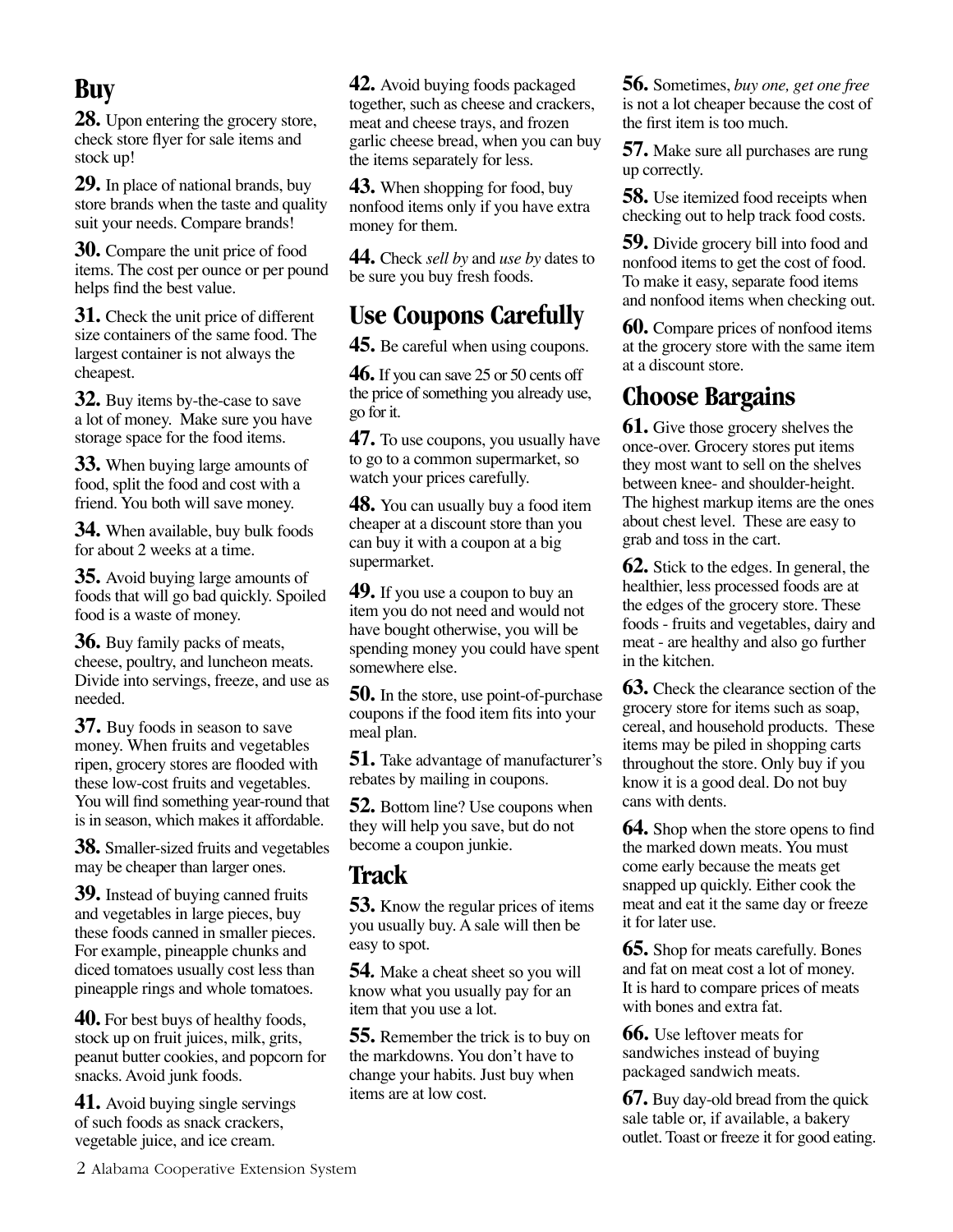## Buy

**28.** Upon entering the grocery store, check store flyer for sale items and stock up!

**29.** In place of national brands, buy store brands when the taste and quality suit your needs. Compare brands!

**30.** Compare the unit price of food items. The cost per ounce or per pound helps find the best value.

**31.** Check the unit price of different size containers of the same food. The largest container is not always the cheapest.

**32.** Buy items by-the-case to save a lot of money. Make sure you have storage space for the food items.

**33.** When buying large amounts of food, split the food and cost with a friend. You both will save money.

**34.** When available, buy bulk foods for about 2 weeks at a time.

**35.** Avoid buying large amounts of foods that will go bad quickly. Spoiled food is a waste of money.

**36.** Buy family packs of meats, cheese, poultry, and luncheon meats. Divide into servings, freeze, and use as needed.

**37.** Buy foods in season to save money. When fruits and vegetables ripen, grocery stores are flooded with these low-cost fruits and vegetables. You will find something year-round that is in season, which makes it affordable.

**38.** Smaller-sized fruits and vegetables may be cheaper than larger ones.

**39.** Instead of buying canned fruits and vegetables in large pieces, buy these foods canned in smaller pieces. For example, pineapple chunks and diced tomatoes usually cost less than pineapple rings and whole tomatoes.

**40.** For best buys of healthy foods, stock up on fruit juices, milk, grits, peanut butter cookies, and popcorn for snacks. Avoid junk foods.

**41.** Avoid buying single servings of such foods as snack crackers, vegetable juice, and ice cream.

**42.** Avoid buying foods packaged together, such as cheese and crackers, meat and cheese trays, and frozen garlic cheese bread, when you can buy the items separately for less.

**43.** When shopping for food, buy nonfood items only if you have extra money for them.

**44.** Check *sell by* and *use by* dates to be sure you buy fresh foods.

## Use Coupons Carefully

**45.** Be careful when using coupons.

**46.** If you can save 25 or 50 cents off the price of something you already use, go for it.

**47.** To use coupons, you usually have to go to a common supermarket, so watch your prices carefully.

**48.** You can usually buy a food item cheaper at a discount store than you can buy it with a coupon at a big supermarket.

**49.** If you use a coupon to buy an item you do not need and would not have bought otherwise, you will be spending money you could have spent somewhere else.

**50.** In the store, use point-of-purchase coupons if the food item fits into your meal plan.

**51.** Take advantage of manufacturer's rebates by mailing in coupons.

**52.** Bottom line? Use coupons when they will help you save, but do not become a coupon junkie.

## Track

**53.** Know the regular prices of items you usually buy. A sale will then be easy to spot.

**54.** Make a cheat sheet so you will know what you usually pay for an item that you use a lot.

**55.** Remember the trick is to buy on the markdowns. You don't have to change your habits. Just buy when items are at low cost.

**56.** Sometimes, *buy one, get one free* is not a lot cheaper because the cost of the first item is too much.

**57.** Make sure all purchases are rung up correctly.

**58.** Use itemized food receipts when checking out to help track food costs.

**59.** Divide grocery bill into food and nonfood items to get the cost of food. To make it easy, separate food items and nonfood items when checking out.

**60.** Compare prices of nonfood items at the grocery store with the same item at a discount store.

## Choose Bargains

**61.** Give those grocery shelves the once-over. Grocery stores put items they most want to sell on the shelves between knee- and shoulder-height. The highest markup items are the ones about chest level. These are easy to grab and toss in the cart.

**62.** Stick to the edges. In general, the healthier, less processed foods are at the edges of the grocery store. These foods - fruits and vegetables, dairy and meat - are healthy and also go further in the kitchen.

**63.** Check the clearance section of the grocery store for items such as soap, cereal, and household products. These items may be piled in shopping carts throughout the store. Only buy if you know it is a good deal. Do not buy cans with dents.

**64.** Shop when the store opens to find the marked down meats. You must come early because the meats get snapped up quickly. Either cook the meat and eat it the same day or freeze it for later use.

**65.** Shop for meats carefully. Bones and fat on meat cost a lot of money. It is hard to compare prices of meats with bones and extra fat.

**66.** Use leftover meats for sandwiches instead of buying packaged sandwich meats.

**67.** Buy day-old bread from the quick sale table or, if available, a bakery outlet. Toast or freeze it for good eating.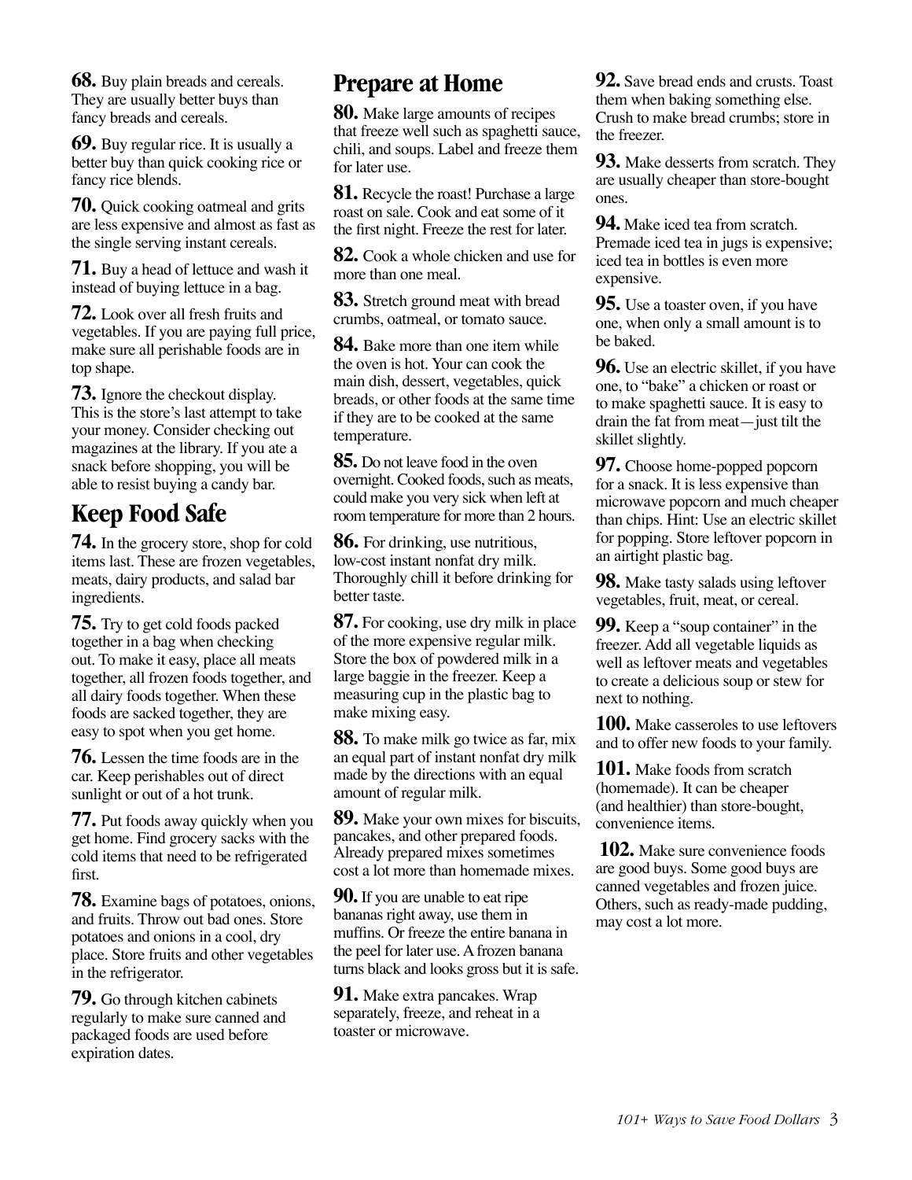**68.** Buy plain breads and cereals. They are usually better buys than fancy breads and cereals.

**69.** Buy regular rice. It is usually a better buy than quick cooking rice or fancy rice blends.

**70.** Quick cooking oatmeal and grits are less expensive and almost as fast as the single serving instant cereals.

**71.** Buy a head of lettuce and wash it instead of buying lettuce in a bag.

**72.** Look over all fresh fruits and vegetables. If you are paying full price, make sure all perishable foods are in top shape.

**73.** Ignore the checkout display. This is the store's last attempt to take your money. Consider checking out magazines at the library. If you ate a snack before shopping, you will be able to resist buying a candy bar.

## Keep Food Safe

**74.** In the grocery store, shop for cold items last. These are frozen vegetables, meats, dairy products, and salad bar ingredients.

**75.** Try to get cold foods packed together in a bag when checking out. To make it easy, place all meats together, all frozen foods together, and all dairy foods together. When these foods are sacked together, they are easy to spot when you get home.

**76.** Lessen the time foods are in the car. Keep perishables out of direct sunlight or out of a hot trunk.

**77.** Put foods away quickly when you get home. Find grocery sacks with the cold items that need to be refrigerated first.

**78.** Examine bags of potatoes, onions, and fruits. Throw out bad ones. Store potatoes and onions in a cool, dry place. Store fruits and other vegetables in the refrigerator.

**79.** Go through kitchen cabinets regularly to make sure canned and packaged foods are used before expiration dates.

## Prepare at Home

**80.** Make large amounts of recipes that freeze well such as spaghetti sauce, chili, and soups. Label and freeze them for later use.

**81.** Recycle the roast! Purchase a large roast on sale. Cook and eat some of it the first night. Freeze the rest for later.

**82.** Cook a whole chicken and use for more than one meal.

**83.** Stretch ground meat with bread crumbs, oatmeal, or tomato sauce.

**84.** Bake more than one item while the oven is hot. Your can cook the main dish, dessert, vegetables, quick breads, or other foods at the same time if they are to be cooked at the same temperature.

**85.** Do not leave food in the oven overnight. Cooked foods, such as meats, could make you very sick when left at room temperature for more than 2 hours.

**86.** For drinking, use nutritious, low-cost instant nonfat dry milk. Thoroughly chill it before drinking for better taste.

**87.** For cooking, use dry milk in place of the more expensive regular milk. Store the box of powdered milk in a large baggie in the freezer. Keep a measuring cup in the plastic bag to make mixing easy.

**88.** To make milk go twice as far, mix an equal part of instant nonfat dry milk made by the directions with an equal amount of regular milk.

**89.** Make your own mixes for biscuits, pancakes, and other prepared foods. Already prepared mixes sometimes cost a lot more than homemade mixes.

**90.** If you are unable to eat ripe bananas right away, use them in muffins. Or freeze the entire banana in the peel for later use. A frozen banana turns black and looks gross but it is safe.

**91.** Make extra pancakes. Wrap separately, freeze, and reheat in a toaster or microwave.

**92.** Save bread ends and crusts. Toast them when baking something else. Crush to make bread crumbs; store in the freezer.

**93.** Make desserts from scratch. They are usually cheaper than store-bought ones.

**94.** Make iced tea from scratch. Premade iced tea in jugs is expensive; iced tea in bottles is even more expensive.

**95.** Use a toaster oven, if you have one, when only a small amount is to be baked.

**96.** Use an electric skillet, if you have one, to "bake" a chicken or roast or to make spaghetti sauce. It is easy to drain the fat from meat—just tilt the skillet slightly.

**97.** Choose home-popped popcorn for a snack. It is less expensive than microwave popcorn and much cheaper than chips. Hint: Use an electric skillet for popping. Store leftover popcorn in an airtight plastic bag.

**98.** Make tasty salads using leftover vegetables, fruit, meat, or cereal.

**99.** Keep a "soup container" in the freezer. Add all vegetable liquids as well as leftover meats and vegetables to create a delicious soup or stew for next to nothing.

**100.** Make casseroles to use leftovers and to offer new foods to your family.

**101.** Make foods from scratch (homemade). It can be cheaper (and healthier) than store-bought, convenience items.

**102.** Make sure convenience foods are good buys. Some good buys are canned vegetables and frozen juice. Others, such as ready-made pudding, may cost a lot more.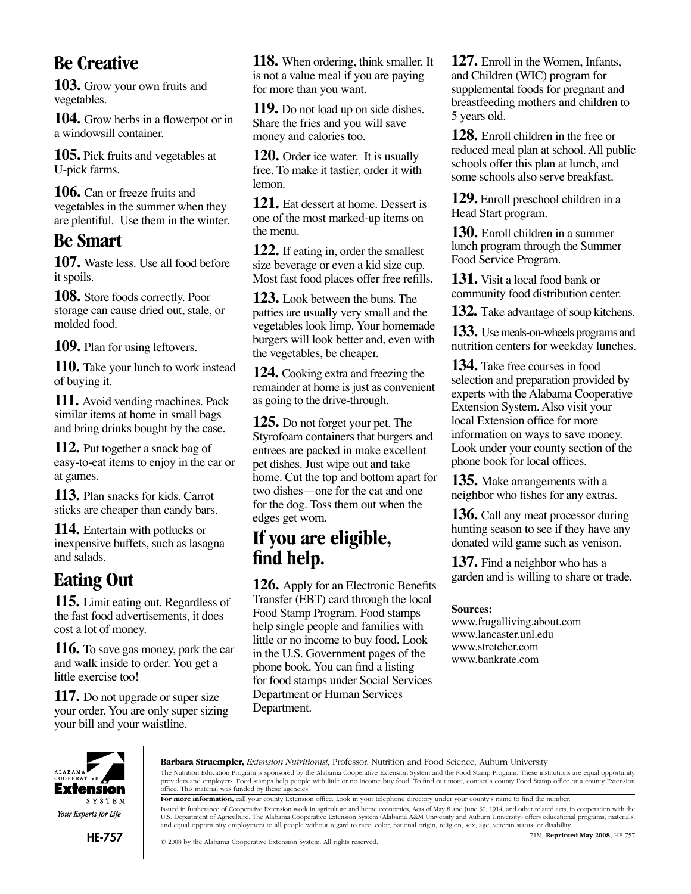## Be Creative

**103.** Grow your own fruits and vegetables.

**104.** Grow herbs in a flowerpot or in a windowsill container.

**105.** Pick fruits and vegetables at U-pick farms.

**106.** Can or freeze fruits and vegetables in the summer when they are plentiful. Use them in the winter.

## Be Smart

**107.** Waste less. Use all food before it spoils.

**108.** Store foods correctly. Poor storage can cause dried out, stale, or molded food.

**109.** Plan for using leftovers.

**110.** Take your lunch to work instead of buying it.

**111.** Avoid vending machines. Pack similar items at home in small bags and bring drinks bought by the case.

**112.** Put together a snack bag of easy-to-eat items to enjoy in the car or at games.

**113.** Plan snacks for kids. Carrot sticks are cheaper than candy bars.

**114.** Entertain with potlucks or inexpensive buffets, such as lasagna and salads.

## Eating Out

**115.** Limit eating out. Regardless of the fast food advertisements, it does cost a lot of money.

**116.** To save gas money, park the car and walk inside to order. You get a little exercise too!

**117.** Do not upgrade or super size your order. You are only super sizing your bill and your waistline.

**118.** When ordering, think smaller. It is not a value meal if you are paying for more than you want.

**119.** Do not load up on side dishes. Share the fries and you will save money and calories too.

**120.** Order ice water. It is usually free. To make it tastier, order it with lemon.

**121.** Eat dessert at home. Dessert is one of the most marked-up items on the menu.

**122.** If eating in, order the smallest size beverage or even a kid size cup. Most fast food places offer free refills.

**123.** Look between the buns. The patties are usually very small and the vegetables look limp. Your homemade burgers will look better and, even with the vegetables, be cheaper.

**124.** Cooking extra and freezing the remainder at home is just as convenient as going to the drive-through.

**125.** Do not forget your pet. The Styrofoam containers that burgers and entrees are packed in make excellent pet dishes. Just wipe out and take home. Cut the top and bottom apart for two dishes—one for the cat and one for the dog. Toss them out when the edges get worn.

## If you are eligible, find help.

**126.** Apply for an Electronic Benefits Transfer (EBT) card through the local Food Stamp Program. Food stamps help single people and families with little or no income to buy food. Look in the U.S. Government pages of the phone book. You can find a listing for food stamps under Social Services Department or Human Services Department.

**127.** Enroll in the Women, Infants, and Children (WIC) program for supplemental foods for pregnant and breastfeeding mothers and children to 5 years old.

**128.** Enroll children in the free or reduced meal plan at school. All public schools offer this plan at lunch, and some schools also serve breakfast.

**129.** Enroll preschool children in a Head Start program.

**130.** Enroll children in a summer lunch program through the Summer Food Service Program.

**131.** Visit a local food bank or community food distribution center.

**132.** Take advantage of soup kitchens.

**133.** Use meals-on-wheels programs and nutrition centers for weekday lunches.

**134.** Take free courses in food selection and preparation provided by experts with the Alabama Cooperative Extension System. Also visit your local Extension office for more information on ways to save money. Look under your county section of the phone book for local offices.

**135.** Make arrangements with a neighbor who fishes for any extras.

**136.** Call any meat processor during hunting season to see if they have any donated wild game such as venison.

**137.** Find a neighbor who has a garden and is willing to share or trade.

**Sources:**
www.frugalliving.about.com
www.lancaster.unl.edu
www.stretcher.com
www.bankrate.com

Alabama Cooperative Extension System
*Your Experts for Life*

HE-757

**Barbara Struempler,** *Extension Nutritionist,* Professor, Nutrition and Food Science, Auburn University

The Nutrition Education Program is sponsored by the Alabama Cooperative Extension System and the Food Stamp Program. These institutions are equal opportunity providers and employers. Food stamps help people with little or no income buy food. To find out more, contact a county Food Stamp office or a county Extension office. This material was funded by these agencies.

**For more information,** call your county Extension office. Look in your telephone directory under your county's name to find the number.

Issued in furtherance of Cooperative Extension work in agriculture and home economics, Acts of May 8 and June 30, 1914, and other related acts, in cooperation with the U.S. Department of Agriculture. The Alabama Cooperative Extension System (Alabama A&M University and Auburn University) offers educational programs, materials, and equal opportunity employment to all people without regard to race, color, national origin, religion, sex, age, veteran status, or disability.

71M, **Reprinted May 2008,** HE-757

© 2008 by the Alabama Cooperative Extension System. All rights reserved.